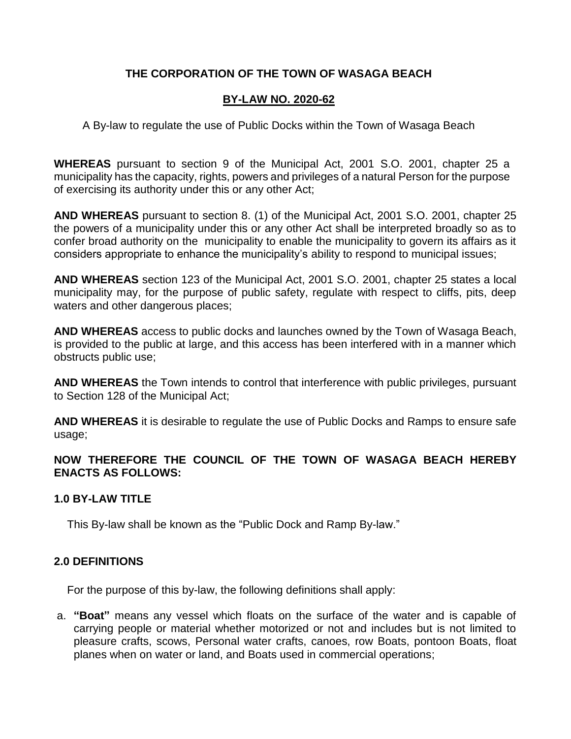# THE CORPORATION OF THE TOWN OF WASAGA BEACH

## BY-LAW NO. 2020-62

A By-law to regulate the use of Public Docks within the Town of Wasaga Beach

**WHEREAS** pursuant to section 9 of the Municipal Act, 2001 S.O. 2001, chapter 25 a municipality has the capacity, rights, powers and privileges of a natural Person for the purpose of exercising its authority under this or any other Act;

**AND WHEREAS** pursuant to section 8. (1) of the Municipal Act, 2001 S.O. 2001, chapter 25 the powers of a municipality under this or any other Act shall be interpreted broadly so as to confer broad authority on the municipality to enable the municipality to govern its affairs as it considers appropriate to enhance the municipality's ability to respond to municipal issues;

**AND WHEREAS** section 123 of the Municipal Act, 2001 S.O. 2001, chapter 25 states a local municipality may, for the purpose of public safety, regulate with respect to cliffs, pits, deep waters and other dangerous places;

**AND WHEREAS** access to public docks and launches owned by the Town of Wasaga Beach, is provided to the public at large, and this access has been interfered with in a manner which obstructs public use;

**AND WHEREAS** the Town intends to control that interference with public privileges, pursuant to Section 128 of the Municipal Act;

**AND WHEREAS** it is desirable to regulate the use of Public Docks and Ramps to ensure safe usage;

**NOW THEREFORE THE COUNCIL OF THE TOWN OF WASAGA BEACH HEREBY ENACTS AS FOLLOWS:**

### 1.0 BY-LAW TITLE

This By-law shall be known as the "Public Dock and Ramp By-law."

### 2.0 DEFINITIONS

For the purpose of this by-law, the following definitions shall apply:

a. **"Boat"** means any vessel which floats on the surface of the water and is capable of carrying people or material whether motorized or not and includes but is not limited to pleasure crafts, scows, Personal water crafts, canoes, row Boats, pontoon Boats, float planes when on water or land, and Boats used in commercial operations;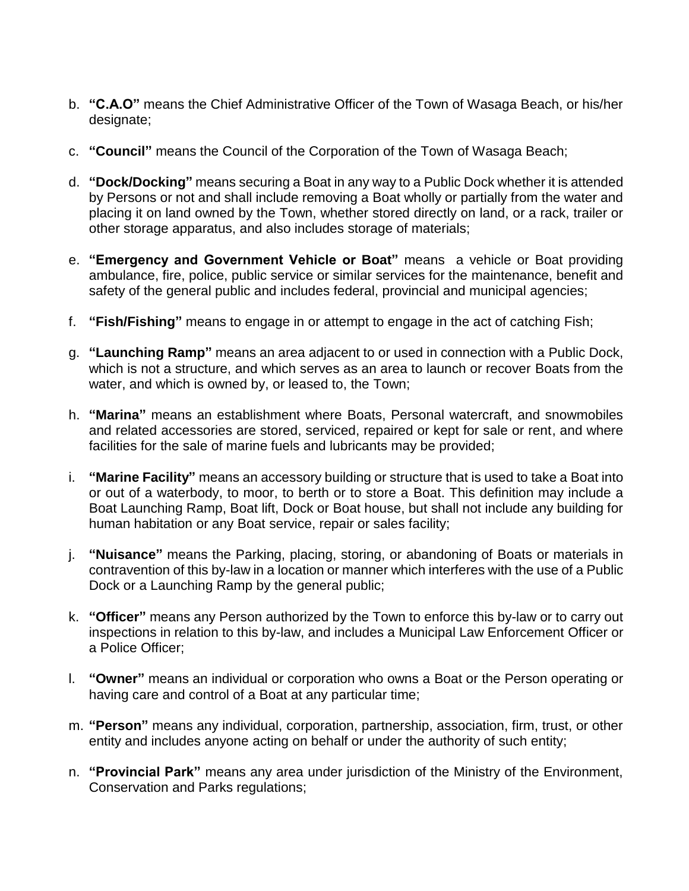b. **"C.A.O"** means the Chief Administrative Officer of the Town of Wasaga Beach, or his/her designate;

c. **"Council"** means the Council of the Corporation of the Town of Wasaga Beach;

d. **"Dock/Docking"** means securing a Boat in any way to a Public Dock whether it is attended by Persons or not and shall include removing a Boat wholly or partially from the water and placing it on land owned by the Town, whether stored directly on land, or a rack, trailer or other storage apparatus, and also includes storage of materials;

e. **"Emergency and Government Vehicle or Boat"** means a vehicle or Boat providing ambulance, fire, police, public service or similar services for the maintenance, benefit and safety of the general public and includes federal, provincial and municipal agencies;

f. **"Fish/Fishing"** means to engage in or attempt to engage in the act of catching Fish;

g. **"Launching Ramp"** means an area adjacent to or used in connection with a Public Dock, which is not a structure, and which serves as an area to launch or recover Boats from the water, and which is owned by, or leased to, the Town;

h. **"Marina"** means an establishment where Boats, Personal watercraft, and snowmobiles and related accessories are stored, serviced, repaired or kept for sale or rent, and where facilities for the sale of marine fuels and lubricants may be provided;

i. **"Marine Facility"** means an accessory building or structure that is used to take a Boat into or out of a waterbody, to moor, to berth or to store a Boat. This definition may include a Boat Launching Ramp, Boat lift, Dock or Boat house, but shall not include any building for human habitation or any Boat service, repair or sales facility;

j. **"Nuisance"** means the Parking, placing, storing, or abandoning of Boats or materials in contravention of this by-law in a location or manner which interferes with the use of a Public Dock or a Launching Ramp by the general public;

k. **"Officer"** means any Person authorized by the Town to enforce this by-law or to carry out inspections in relation to this by-law, and includes a Municipal Law Enforcement Officer or a Police Officer;

l. **"Owner"** means an individual or corporation who owns a Boat or the Person operating or having care and control of a Boat at any particular time;

m. **"Person"** means any individual, corporation, partnership, association, firm, trust, or other entity and includes anyone acting on behalf or under the authority of such entity;

n. **"Provincial Park"** means any area under jurisdiction of the Ministry of the Environment, Conservation and Parks regulations;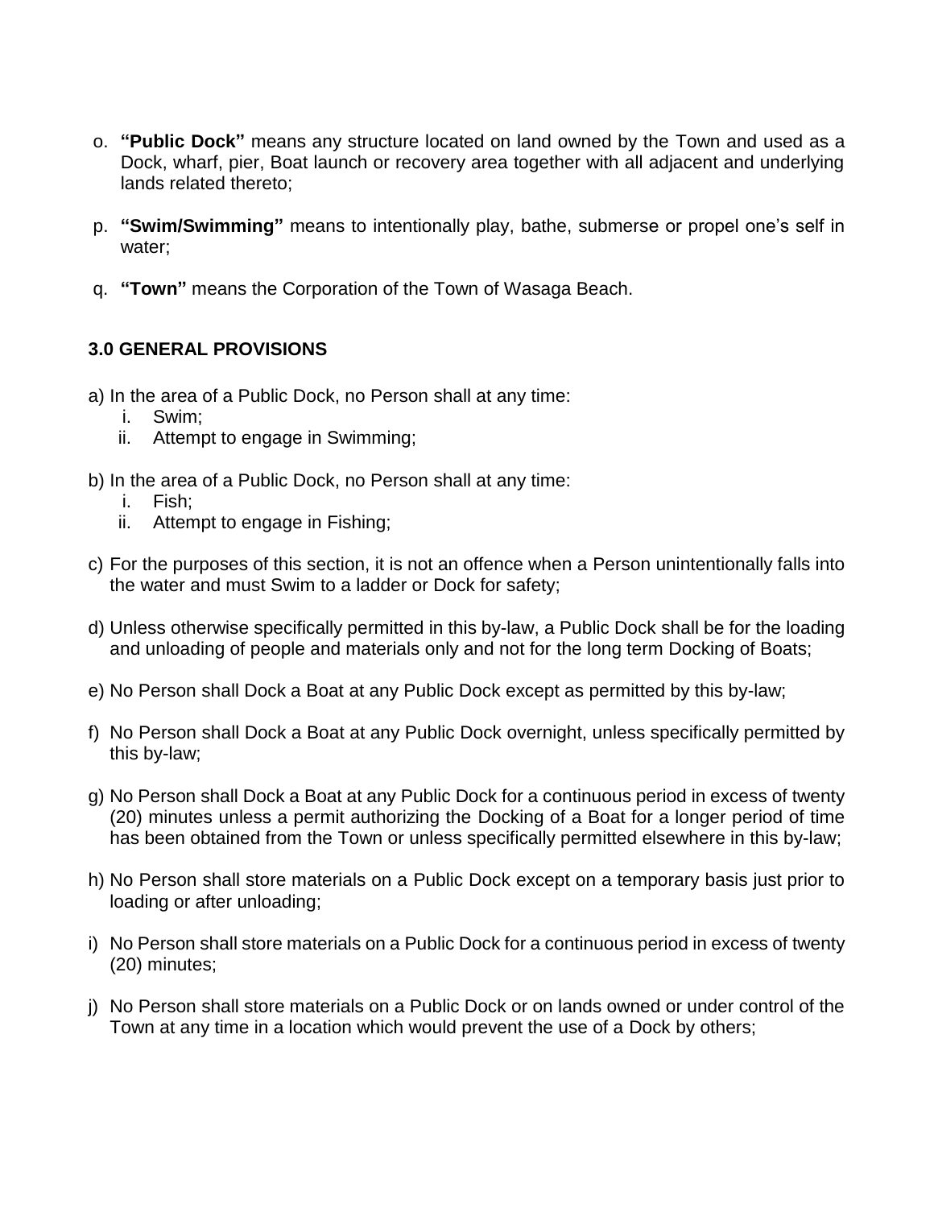o. **"Public Dock"** means any structure located on land owned by the Town and used as a Dock, wharf, pier, Boat launch or recovery area together with all adjacent and underlying lands related thereto;

p. **"Swim/Swimming"** means to intentionally play, bathe, submerse or propel one's self in water;

q. **"Town"** means the Corporation of the Town of Wasaga Beach.

### 3.0 GENERAL PROVISIONS

a) In the area of a Public Dock, no Person shall at any time:
   i. Swim;
   ii. Attempt to engage in Swimming;

b) In the area of a Public Dock, no Person shall at any time:
   i. Fish;
   ii. Attempt to engage in Fishing;

c) For the purposes of this section, it is not an offence when a Person unintentionally falls into the water and must Swim to a ladder or Dock for safety;

d) Unless otherwise specifically permitted in this by-law, a Public Dock shall be for the loading and unloading of people and materials only and not for the long term Docking of Boats;

e) No Person shall Dock a Boat at any Public Dock except as permitted by this by-law;

f) No Person shall Dock a Boat at any Public Dock overnight, unless specifically permitted by this by-law;

g) No Person shall Dock a Boat at any Public Dock for a continuous period in excess of twenty (20) minutes unless a permit authorizing the Docking of a Boat for a longer period of time has been obtained from the Town or unless specifically permitted elsewhere in this by-law;

h) No Person shall store materials on a Public Dock except on a temporary basis just prior to loading or after unloading;

i) No Person shall store materials on a Public Dock for a continuous period in excess of twenty (20) minutes;

j) No Person shall store materials on a Public Dock or on lands owned or under control of the Town at any time in a location which would prevent the use of a Dock by others;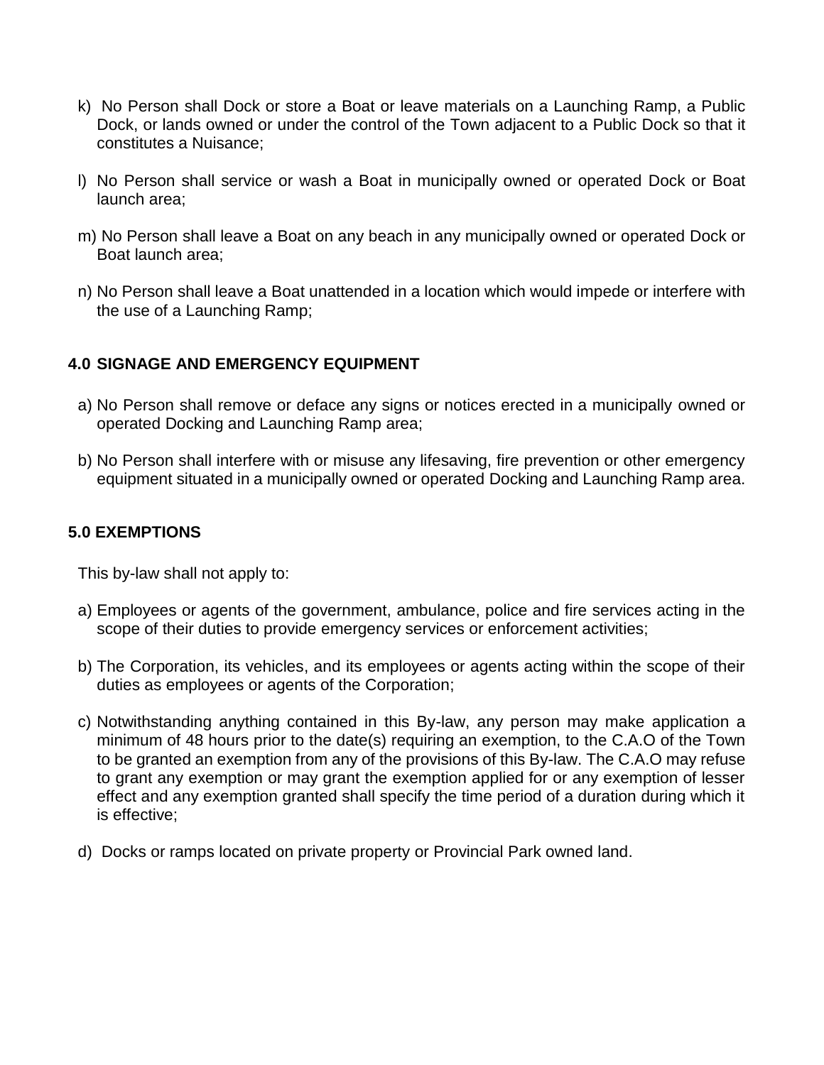k) No Person shall Dock or store a Boat or leave materials on a Launching Ramp, a Public Dock, or lands owned or under the control of the Town adjacent to a Public Dock so that it constitutes a Nuisance;

l) No Person shall service or wash a Boat in municipally owned or operated Dock or Boat launch area;

m) No Person shall leave a Boat on any beach in any municipally owned or operated Dock or Boat launch area;

n) No Person shall leave a Boat unattended in a location which would impede or interfere with the use of a Launching Ramp;

## 4.0 SIGNAGE AND EMERGENCY EQUIPMENT

a) No Person shall remove or deface any signs or notices erected in a municipally owned or operated Docking and Launching Ramp area;

b) No Person shall interfere with or misuse any lifesaving, fire prevention or other emergency equipment situated in a municipally owned or operated Docking and Launching Ramp area.

## 5.0 EXEMPTIONS

This by-law shall not apply to:

a) Employees or agents of the government, ambulance, police and fire services acting in the scope of their duties to provide emergency services or enforcement activities;

b) The Corporation, its vehicles, and its employees or agents acting within the scope of their duties as employees or agents of the Corporation;

c) Notwithstanding anything contained in this By-law, any person may make application a minimum of 48 hours prior to the date(s) requiring an exemption, to the C.A.O of the Town to be granted an exemption from any of the provisions of this By-law. The C.A.O may refuse to grant any exemption or may grant the exemption applied for or any exemption of lesser effect and any exemption granted shall specify the time period of a duration during which it is effective;

d) Docks or ramps located on private property or Provincial Park owned land.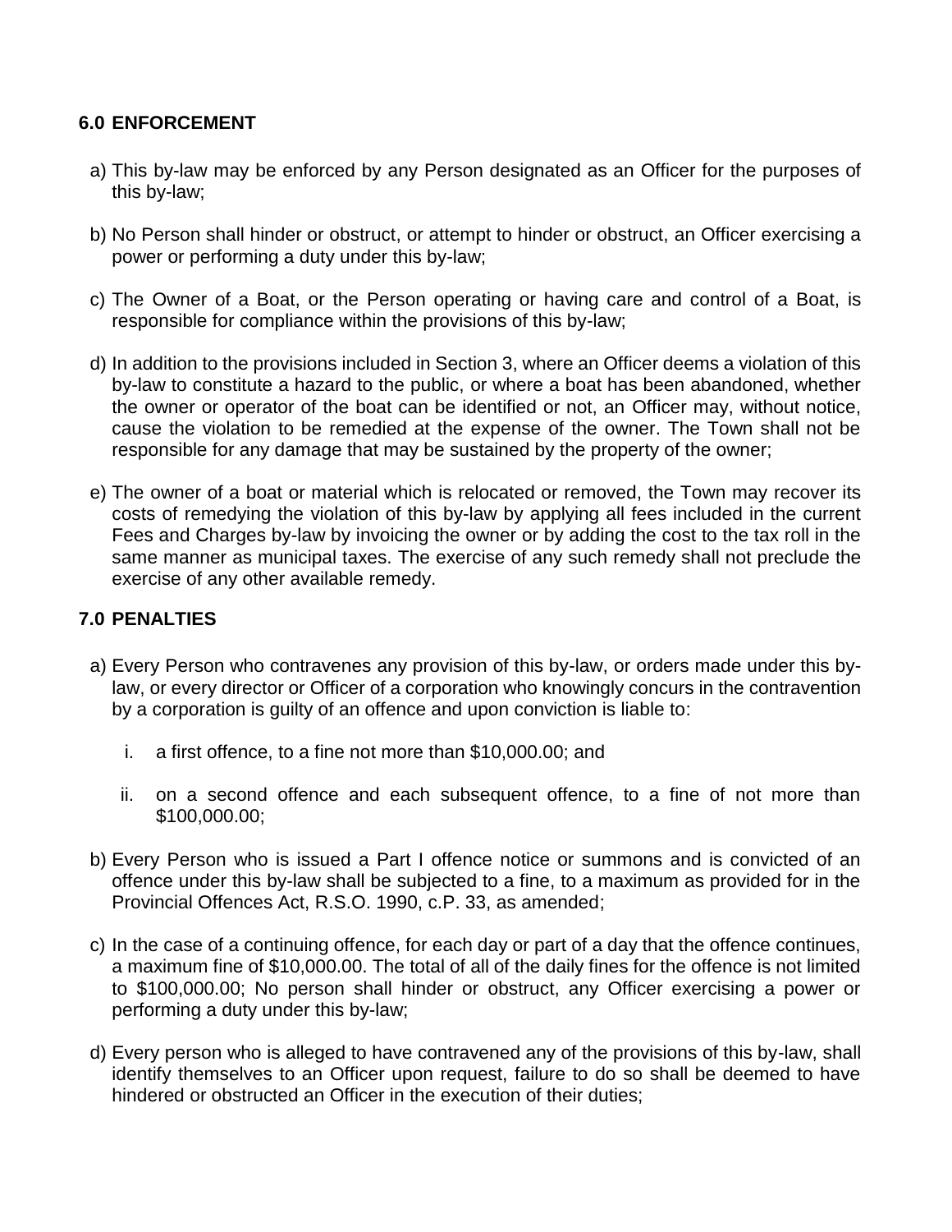## 6.0 ENFORCEMENT

a) This by-law may be enforced by any Person designated as an Officer for the purposes of this by-law;

b) No Person shall hinder or obstruct, or attempt to hinder or obstruct, an Officer exercising a power or performing a duty under this by-law;

c) The Owner of a Boat, or the Person operating or having care and control of a Boat, is responsible for compliance within the provisions of this by-law;

d) In addition to the provisions included in Section 3, where an Officer deems a violation of this by-law to constitute a hazard to the public, or where a boat has been abandoned, whether the owner or operator of the boat can be identified or not, an Officer may, without notice, cause the violation to be remedied at the expense of the owner. The Town shall not be responsible for any damage that may be sustained by the property of the owner;

e) The owner of a boat or material which is relocated or removed, the Town may recover its costs of remedying the violation of this by-law by applying all fees included in the current Fees and Charges by-law by invoicing the owner or by adding the cost to the tax roll in the same manner as municipal taxes. The exercise of any such remedy shall not preclude the exercise of any other available remedy.

## 7.0 PENALTIES

a) Every Person who contravenes any provision of this by-law, or orders made under this by-law, or every director or Officer of a corporation who knowingly concurs in the contravention by a corporation is guilty of an offence and upon conviction is liable to:

   i. a first offence, to a fine not more than $10,000.00; and

   ii. on a second offence and each subsequent offence, to a fine of not more than $100,000.00;

b) Every Person who is issued a Part I offence notice or summons and is convicted of an offence under this by-law shall be subjected to a fine, to a maximum as provided for in the Provincial Offences Act, R.S.O. 1990, c.P. 33, as amended;

c) In the case of a continuing offence, for each day or part of a day that the offence continues, a maximum fine of $10,000.00. The total of all of the daily fines for the offence is not limited to $100,000.00; No person shall hinder or obstruct, any Officer exercising a power or performing a duty under this by-law;

d) Every person who is alleged to have contravened any of the provisions of this by-law, shall identify themselves to an Officer upon request, failure to do so shall be deemed to have hindered or obstructed an Officer in the execution of their duties;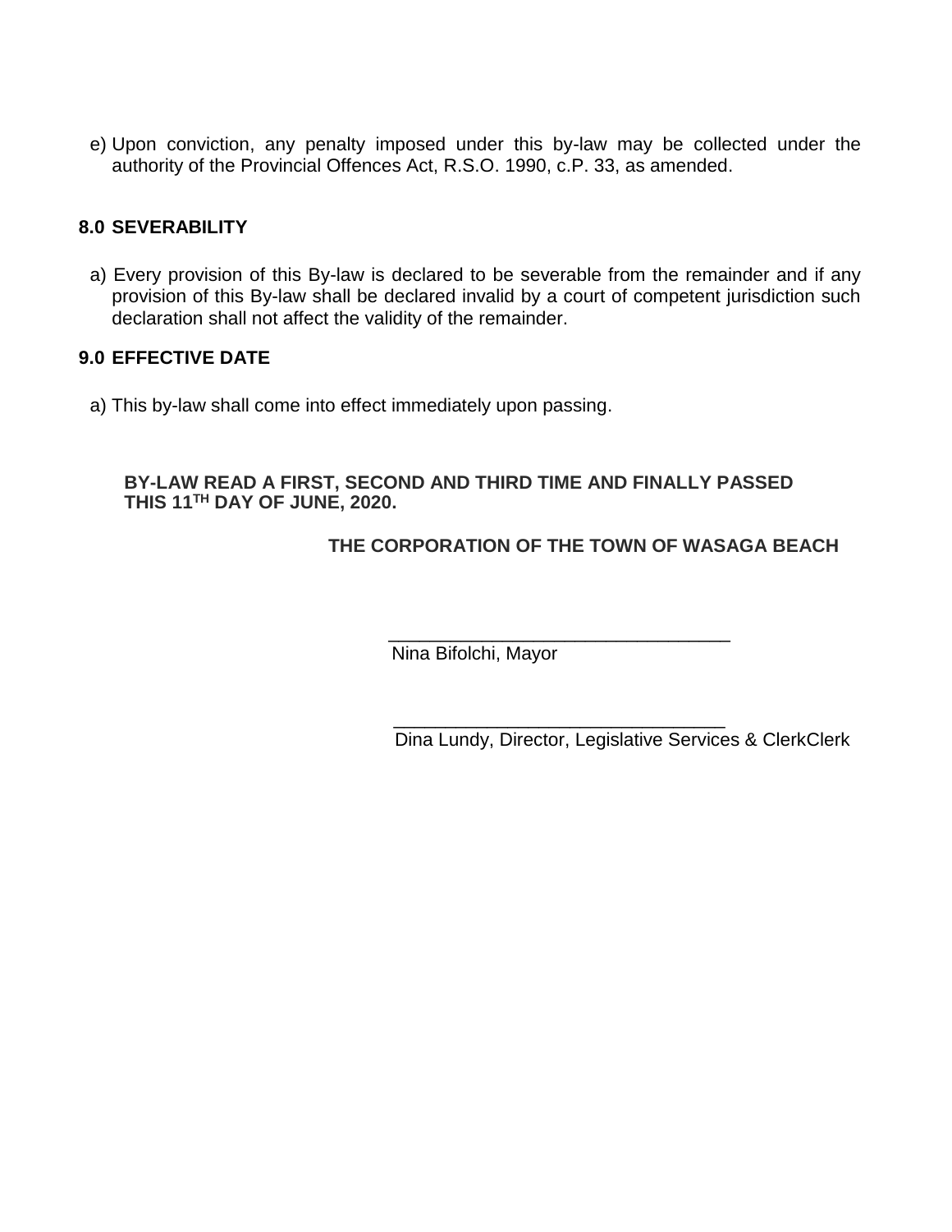e) Upon conviction, any penalty imposed under this by-law may be collected under the authority of the Provincial Offences Act, R.S.O. 1990, c.P. 33, as amended.

## 8.0 SEVERABILITY

a) Every provision of this By-law is declared to be severable from the remainder and if any provision of this By-law shall be declared invalid by a court of competent jurisdiction such declaration shall not affect the validity of the remainder.

## 9.0 EFFECTIVE DATE

a) This by-law shall come into effect immediately upon passing.

**BY-LAW READ A FIRST, SECOND AND THIRD TIME AND FINALLY PASSED THIS 11TH DAY OF JUNE, 2020.**

**THE CORPORATION OF THE TOWN OF WASAGA BEACH**

\_\_\_\_\_\_\_\_\_\_\_\_\_\_\_\_\_\_\_\_\_\_\_\_\_\_\_\_\_\_\_\_\_\_
Nina Bifolchi, Mayor

\_\_\_\_\_\_\_\_\_\_\_\_\_\_\_\_\_\_\_\_\_\_\_\_\_\_\_\_\_\_\_\_\_\_
Dina Lundy, Director, Legislative Services & ClerkClerk